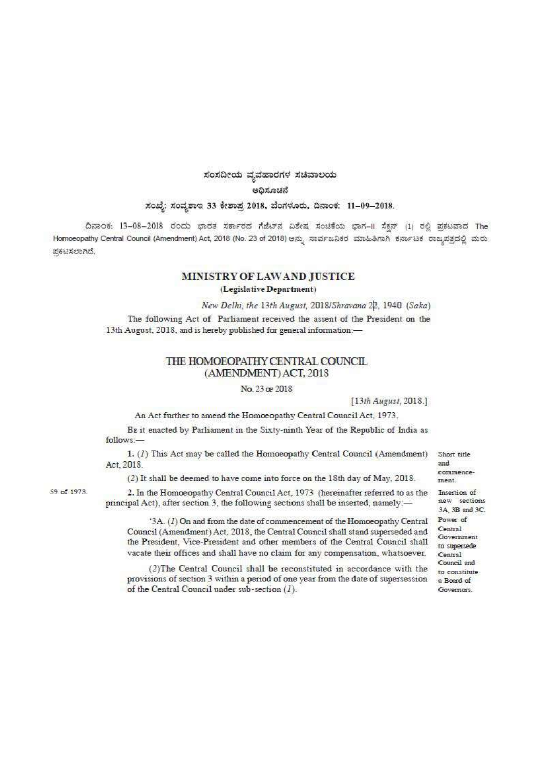ಸಂಸದೀಯ ವ್ಯವಹಾರಗಳ ಸಚಿವಾಲಯ

ಅಧಿಸೂಚನೆ

ಸಂಖ್ಯೆ: ಸಂವ್ಯಶಾಇ 33 ಕೇಶಾಪ್ರ 2018, ಬೆಂಗಳೂರು, ದಿನಾಂಕ: 11-09-2018.

ದಿನಾಂಕ: 13-08-2018 ರಂದು ಭಾರತ ಸರ್ಕಾರದ ಗೆಜೆಟ್‌ನ ವಿಶೇಷ ಸಂಚಿಕೆಯ ಭಾಗ-II ಸೆಕ್ಷನ್ (1) ರಲ್ಲಿ ಪ್ರಕಟವಾದ The Homoeopathy Central Council (Amendment) Act, 2018 (No. 23 of 2018) ಅನ್ನು ಸಾರ್ವಜನಿಕರ ಮಾಹಿತಿಗಾಗಿ ಕರ್ನಾಟಕ ರಾಜ್ಯಪತ್ರದಲ್ಲಿ ಮರು ಪ್ರಕಟಿಸಲಾಗಿದೆ.

## MINISTRY OF LAW AND JUSTICE

**(Legislative Department)**

*New Delhi, the 13th August,* 2018/*Shravana* 22, 1940 (*Saka*)

The following Act of Parliament received the assent of the President on the 13th August, 2018, and is hereby published for general information:—

## THE HOMOEOPATHY CENTRAL COUNCIL (AMENDMENT) ACT, 2018

No. 23 of 2018

[*13th August*, 2018.]

An Act further to amend the Homoeopathy Central Council Act, 1973.

Be it enacted by Parliament in the Sixty-ninth Year of the Republic of India as follows:—

*Short title and commencement.*

1. (*1*) This Act may be called the Homoeopathy Central Council (Amendment) Act, 2018.

(*2*) It shall be deemed to have come into force on the 18th day of May, 2018.

*Insertion of new sections 3A, 3B and 3C.*

59 of 1973.

2. In the Homoeopathy Central Council Act, 1973 (hereinafter referred to as the principal Act), after section 3, the following sections shall be inserted, namely:—

*Power of Central Government to supersede Central Council and to constitute a Board of Governors.*

'3A. (*1*) On and from the date of commencement of the Homoeopathy Central Council (Amendment) Act, 2018, the Central Council shall stand superseded and the President, Vice-President and other members of the Central Council shall vacate their offices and shall have no claim for any compensation, whatsoever.

(*2*) The Central Council shall be reconstituted in accordance with the provisions of section 3 within a period of one year from the date of supersession of the Central Council under sub-section (*1*).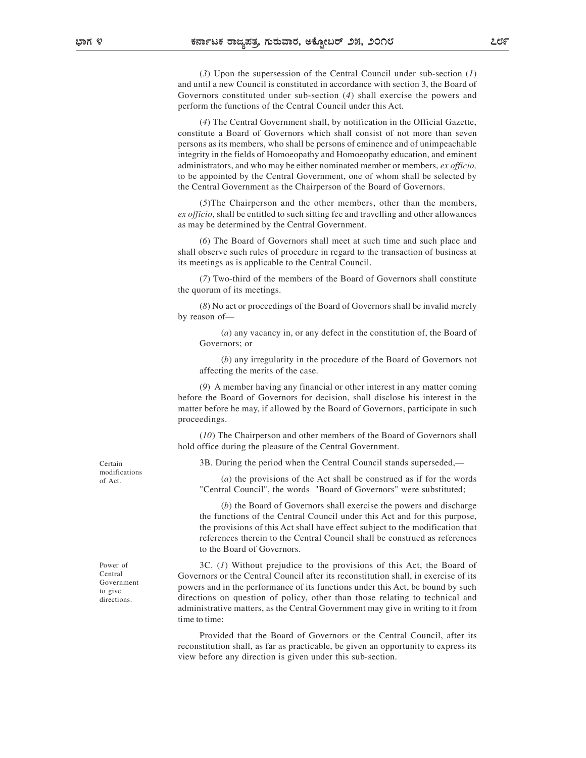(*3*) Upon the supersession of the Central Council under sub-section (*1*) and until a new Council is constituted in accordance with section 3, the Board of Governors constituted under sub-section (*4*) shall exercise the powers and perform the functions of the Central Council under this Act.

(*4*) The Central Government shall, by notification in the Official Gazette, constitute a Board of Governors which shall consist of not more than seven persons as its members, who shall be persons of eminence and of unimpeachable integrity in the fields of Homoeopathy and Homoeopathy education, and eminent administrators, and who may be either nominated member or members, *ex officio,* to be appointed by the Central Government, one of whom shall be selected by the Central Government as the Chairperson of the Board of Governors.

(*5*)The Chairperson and the other members, other than the members, *ex officio*, shall be entitled to such sitting fee and travelling and other allowances as may be determined by the Central Government.

(*6*) The Board of Governors shall meet at such time and such place and shall observe such rules of procedure in regard to the transaction of business at its meetings as is applicable to the Central Council.

(*7*) Two-third of the members of the Board of Governors shall constitute the quorum of its meetings.

(*8*) No act or proceedings of the Board of Governors shall be invalid merely by reason of—

(*a*) any vacancy in, or any defect in the constitution of, the Board of Governors; or

(*b*) any irregularity in the procedure of the Board of Governors not affecting the merits of the case.

(*9*) A member having any financial or other interest in any matter coming before the Board of Governors for decision, shall disclose his interest in the matter before he may, if allowed by the Board of Governors, participate in such proceedings.

(*10*) The Chairperson and other members of the Board of Governors shall hold office during the pleasure of the Central Government.

Certain modifications of Act.

3B. During the period when the Central Council stands superseded,—

(*a*) the provisions of the Act shall be construed as if for the words "Central Council", the words "Board of Governors" were substituted;

(*b*) the Board of Governors shall exercise the powers and discharge the functions of the Central Council under this Act and for this purpose, the provisions of this Act shall have effect subject to the modification that references therein to the Central Council shall be construed as references to the Board of Governors.

Power of Central Government to give directions.

3C. (*1*) Without prejudice to the provisions of this Act, the Board of Governors or the Central Council after its reconstitution shall, in exercise of its powers and in the performance of its functions under this Act, be bound by such directions on question of policy, other than those relating to technical and administrative matters, as the Central Government may give in writing to it from time to time:

Provided that the Board of Governors or the Central Council, after its reconstitution shall, as far as practicable, be given an opportunity to express its view before any direction is given under this sub-section.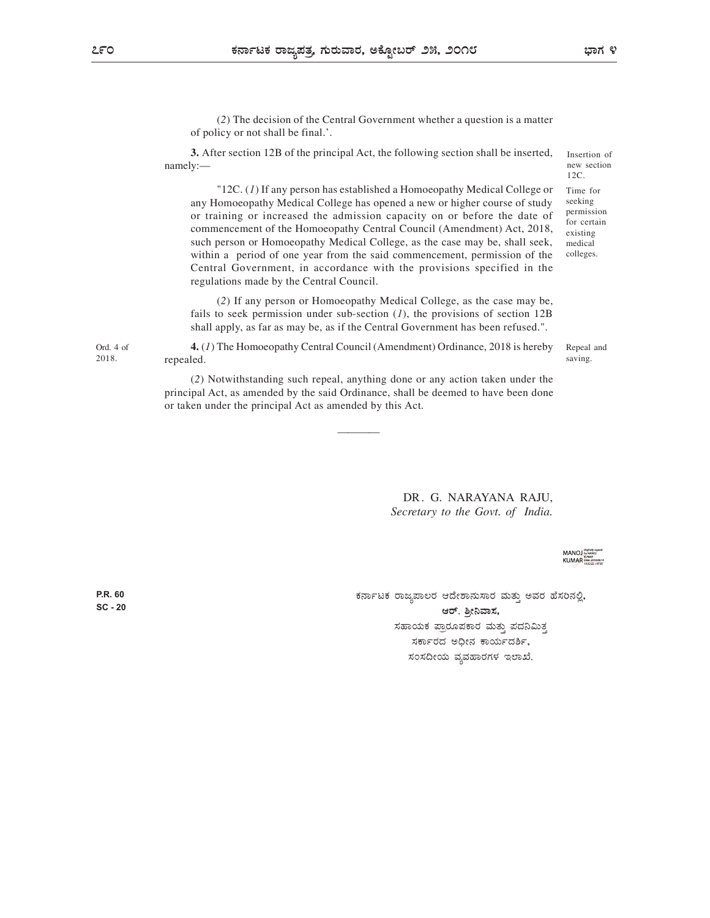(2) The decision of the Central Government whether a question is a matter of policy or not shall be final.'.

Insertion of new section 12C.

**3.** After section 12B of the principal Act, the following section shall be inserted, namely:—

Time for seeking permission for certain existing medical colleges.

"12C. (*1*) If any person has established a Homoeopathy Medical College or any Homoeopathy Medical College has opened a new or higher course of study or training or increased the admission capacity on or before the date of commencement of the Homoeopathy Central Council (Amendment) Act, 2018, such person or Homoeopathy Medical College, as the case may be, shall seek, within a period of one year from the said commencement, permission of the Central Government, in accordance with the provisions specified in the regulations made by the Central Council.

(*2*) If any person or Homoeopathy Medical College, as the case may be, fails to seek permission under sub-section (*1*), the provisions of section 12B shall apply, as far as may be, as if the Central Government has been refused.".

Ord. 4 of 2018.

Repeal and saving.

**4.** (*1*) The Homoeopathy Central Council (Amendment) Ordinance, 2018 is hereby repealed.

(*2*) Notwithstanding such repeal, anything done or any action taken under the principal Act, as amended by the said Ordinance, shall be deemed to have been done or taken under the principal Act as amended by this Act.

---

DR. G. NARAYANA RAJU,
*Secretary to the Govt. of India.*

P.R. 60
SC - 20

ಕರ್ನಾಟಕ ರಾಜ್ಯಪಾಲರ ಆದೇಶಾನುಸಾರ ಮತ್ತು ಅವರ ಹೆಸರಿನಲ್ಲಿ,
**ಆರ್. ಶ್ರೀನಿವಾಸ,**
ಸಹಾಯಕ ಪ್ರಾರೂಪಕಾರ ಮತ್ತು ಪದನಿಮಿತ್ತ
ಸರ್ಕಾರದ ಅಧೀನ ಕಾರ್ಯದರ್ಶಿ,
ಸಂಸದೀಯ ವ್ಯವಹಾರಗಳ ಇಲಾಖೆ.